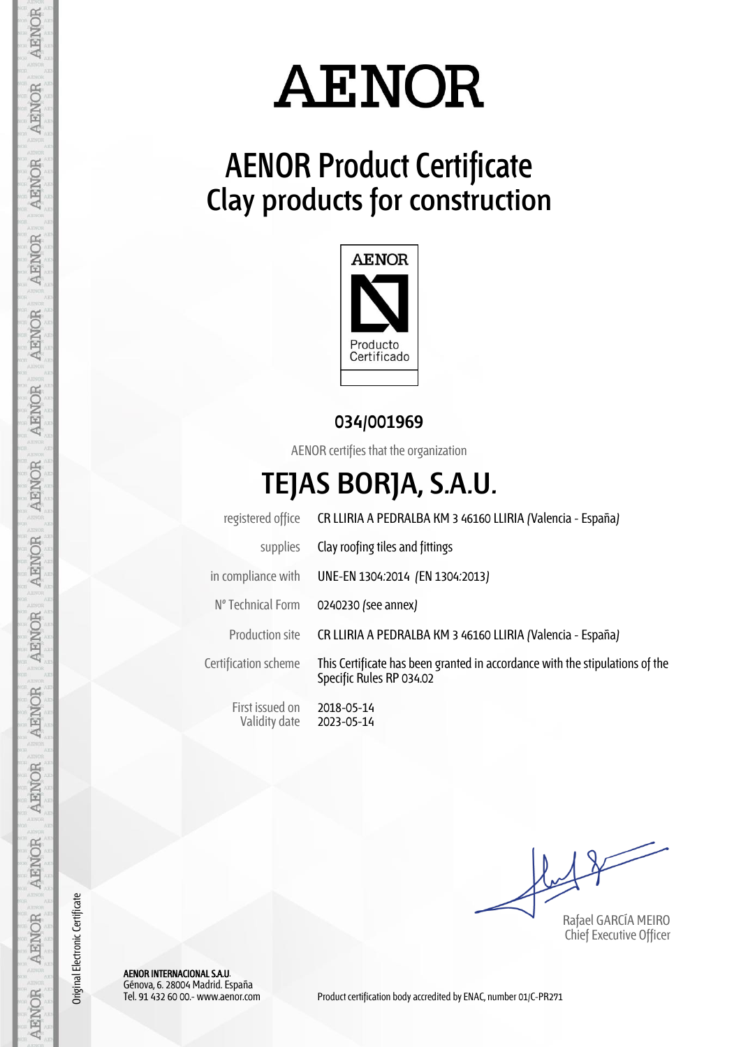# AENOR

## AENOR Product Certificate
## Clay products for construction

AENOR

Producto Certificado

**034/001969**

AENOR certifies that the organization

# TEJAS BORJA, S.A.U.

| | |
|---|---|
| registered office | CR LLIRIA A PEDRALBA KM 3 46160 LLIRIA (Valencia - España) |
| supplies | Clay roofing tiles and fittings |
| in compliance with | UNE-EN 1304:2014 (EN 1304:2013) |
| Nº Technical Form | 0240230 (see annex) |
| Production site | CR LLIRIA A PEDRALBA KM 3 46160 LLIRIA (Valencia - España) |
| Certification scheme | This Certificate has been granted in accordance with the stipulations of the Specific Rules RP 034.02 |
| First issued on | 2018-05-14 |
| Validity date | 2023-05-14 |

Rafael GARCÍA MEIRO
Chief Executive Officer

Original Electronic Certificate

**AENOR INTERNACIONAL S.A.U.**
Génova, 6. 28004 Madrid. España
Tel. 91 432 60 00.- www.aenor.com

Product certification body accredited by ENAC, number 01/C-PR271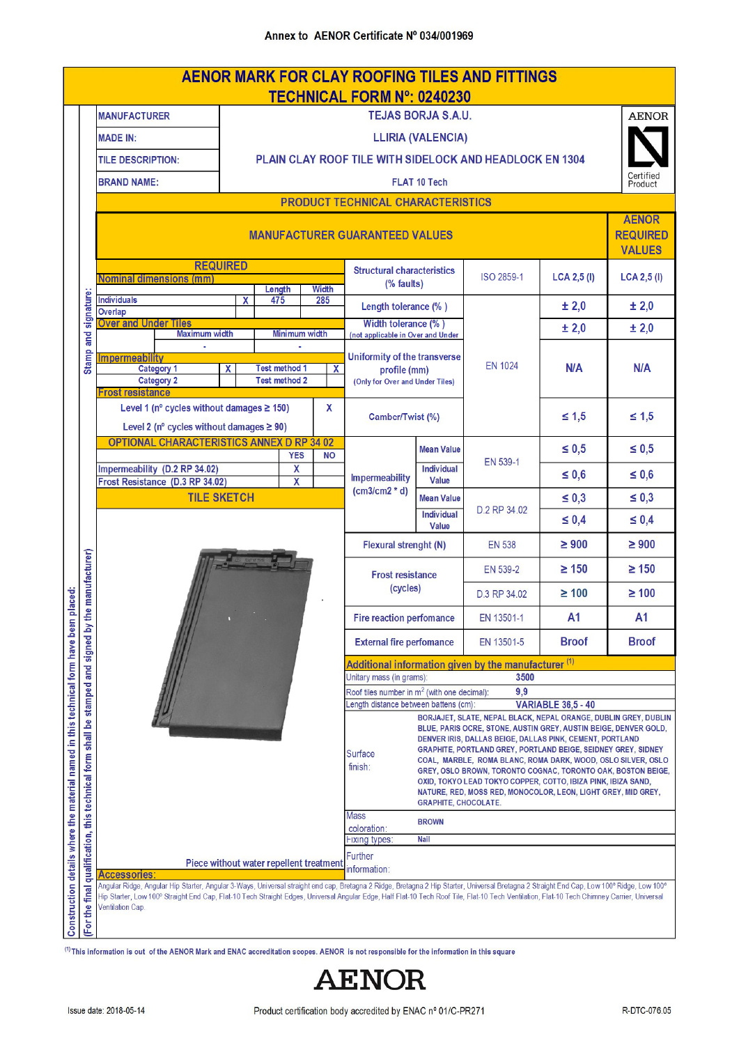Annex to AENOR Certificate Nº 034/001969

# AENOR MARK FOR CLAY ROOFING TILES AND FITTINGS
## TECHNICAL FORM Nº: 0240230

| | |
|---|---|
| MANUFACTURER | TEJAS BORJA S.A.U. |
| MADE IN: | LLIRIA (VALENCIA) |
| TILE DESCRIPTION: | PLAIN CLAY ROOF TILE WITH SIDELOCK AND HEADLOCK EN 1304 |
| BRAND NAME: | FLAT 10 Tech |

AENOR Certified Product

### PRODUCT TECHNICAL CHARACTERISTICS

**REQUIRED**

**Nominal dimensions (mm)**

| | | Length | Width |
|---|---|---|---|
| Individuals | X | 475 | 285 |
| Overlap | | | |

**Over and Under Tiles**

| Maximum width | Minimum width |
|---|---|
| - | - |

**Impermeability**

| | | | |
|---|---|---|---|
| Category 1 | X | Test method 1 | X |
| Category 2 | | Test method 2 | |

**Frost resistance**

| | |
|---|---|
| Level 1 (nº cycles without damages ≥ 150) | X |
| Level 2 (nº cycles without damages ≥ 90) | |

**OPTIONAL CHARACTERISTICS ANNEX D RP 34 02**

| | YES | NO |
|---|---|---|
| Impermeability (D.2 RP 34.02) | X | |
| Frost Resistance (D.3 RP 34.02) | X | |

**TILE SKETCH**

Piece without water repellent treatment

| MANUFACTURER GUARANTEED VALUES | | | | AENOR REQUIRED VALUES |
|---|---|---|---|---|
| Structural characteristics (% faults) | | ISO 2859-1 | LCA 2,5 (I) | LCA 2,5 (I) |
| Length tolerance (%) | | EN 1024 | ± 2,0 | ± 2,0 |
| Width tolerance (%) (not applicable in Over and Under | | EN 1024 | ± 2,0 | ± 2,0 |
| Uniformity of the transverse profile (mm) (Only for Over and Under Tiles) | | EN 1024 | N/A | N/A |
| Camber/Twist (%) | | EN 1024 | ≤ 1,5 | ≤ 1,5 |
| Impermeability (cm3/cm2 * d) | Mean Value | EN 539-1 | ≤ 0,5 | ≤ 0,5 |
| | Individual Value | EN 539-1 | ≤ 0,6 | ≤ 0,6 |
| | Mean Value | D.2 RP 34.02 | ≤ 0,3 | ≤ 0,3 |
| | Individual Value | D.2 RP 34.02 | ≤ 0,4 | ≤ 0,4 |
| Flexural strenght (N) | | EN 538 | ≥ 900 | ≥ 900 |
| Frost resistance (cycles) | | EN 539-2 | ≥ 150 | ≥ 150 |
| | | D.3 RP 34.02 | ≥ 100 | ≥ 100 |
| Fire reaction perfomance | | EN 13501-1 | A1 | A1 |
| External fire perfomance | | EN 13501-5 | Broof | Broof |

**Additional information given by the manufacturer [1]**

| | |
|---|---|
| Unitary mass (in grams): | 3500 |
| Roof tiles number in m² (with one decimal): | 9,9 |
| Length distance between battens (cm): | VARIABLE 36,5 - 40 |
| Surface finish: | BORJAJET, SLATE, NEPAL BLACK, NEPAL ORANGE, DUBLIN GREY, DUBLIN BLUE, PARIS OCRE, STONE, AUSTIN GREY, AUSTIN BEIGE, DENVER GOLD, DENVER IRIS, DALLAS BEIGE, DALLAS PINK, CEMENT, PORTLAND GRAPHITE, PORTLAND GREY, PORTLAND BEIGE, SEIDNEY GREY, SIDNEY COAL, MARBLE, ROMA BLANC, ROMA DARK, WOOD, OSLO SILVER, OSLO GREY, OSLO BROWN, TORONTO COGNAC, TORONTO OAK, BOSTON BEIGE, OXID, TOKYO LEAD TOKYO COPPER, COTTO, IBIZA PINK, IBIZA SAND, NATURE, RED, MOSS RED, MONOCOLOR, LEON, LIGHT GREY, MID GREY, GRAPHITE, CHOCOLATE. |
| Mass coloration: | BROWN |
| Fixing types: | Nail |
| Further information: | |

**Accessories:** Angular Ridge, Angular Hip Starter, Angular 3-Ways, Universal straight end cap, Bretagna 2 Ridge, Bretagna 2 Hip Starter, Universal Bretagna 2 Straight End Cap, Low 100° Ridge, Low 100° Hip Starter, Low 100° Straight End Cap, Flat-10 Tech Straight Edges, Universal Angular Edge, Half Flat-10 Tech Roof Tile, Flat-10 Tech Ventilation, Flat-10 Tech Chimney Carrier, Universal Ventilation Cap.

Stamp and signature:

(For the final qualification, this technical form shall be stamped and signed by the manufacturer)

Construction details where the material named in this technical form have been placed:

[1] This information is out of the AENOR Mark and ENAC accreditation scopes. AENOR is not responsible for the information in this square

AENOR

Issue date: 2018-05-14 — Product certification body accredited by ENAC nº 01/C-PR271 — R-DTC-076.05